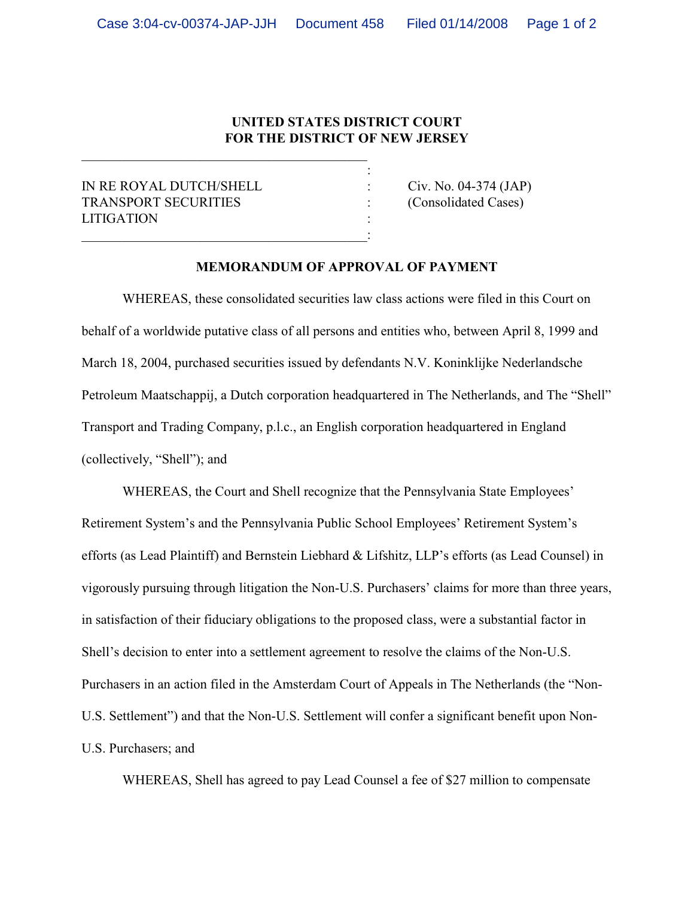**UNITED STATES DISTRICT COURT**
**FOR THE DISTRICT OF NEW JERSEY**

| | | |
|---|---|---|
| IN RE ROYAL DUTCH/SHELL TRANSPORT SECURITIES LITIGATION | : | Civ. No. 04-374 (JAP) (Consolidated Cases) |

**MEMORANDUM OF APPROVAL OF PAYMENT**

WHEREAS, these consolidated securities law class actions were filed in this Court on behalf of a worldwide putative class of all persons and entities who, between April 8, 1999 and March 18, 2004, purchased securities issued by defendants N.V. Koninklijke Nederlandsche Petroleum Maatschappij, a Dutch corporation headquartered in The Netherlands, and The "Shell" Transport and Trading Company, p.l.c., an English corporation headquartered in England (collectively, "Shell"); and

WHEREAS, the Court and Shell recognize that the Pennsylvania State Employees' Retirement System's and the Pennsylvania Public School Employees' Retirement System's efforts (as Lead Plaintiff) and Bernstein Liebhard & Lifshitz, LLP's efforts (as Lead Counsel) in vigorously pursuing through litigation the Non-U.S. Purchasers' claims for more than three years, in satisfaction of their fiduciary obligations to the proposed class, were a substantial factor in Shell's decision to enter into a settlement agreement to resolve the claims of the Non-U.S. Purchasers in an action filed in the Amsterdam Court of Appeals in The Netherlands (the "Non-U.S. Settlement") and that the Non-U.S. Settlement will confer a significant benefit upon Non-U.S. Purchasers; and

WHEREAS, Shell has agreed to pay Lead Counsel a fee of $27 million to compensate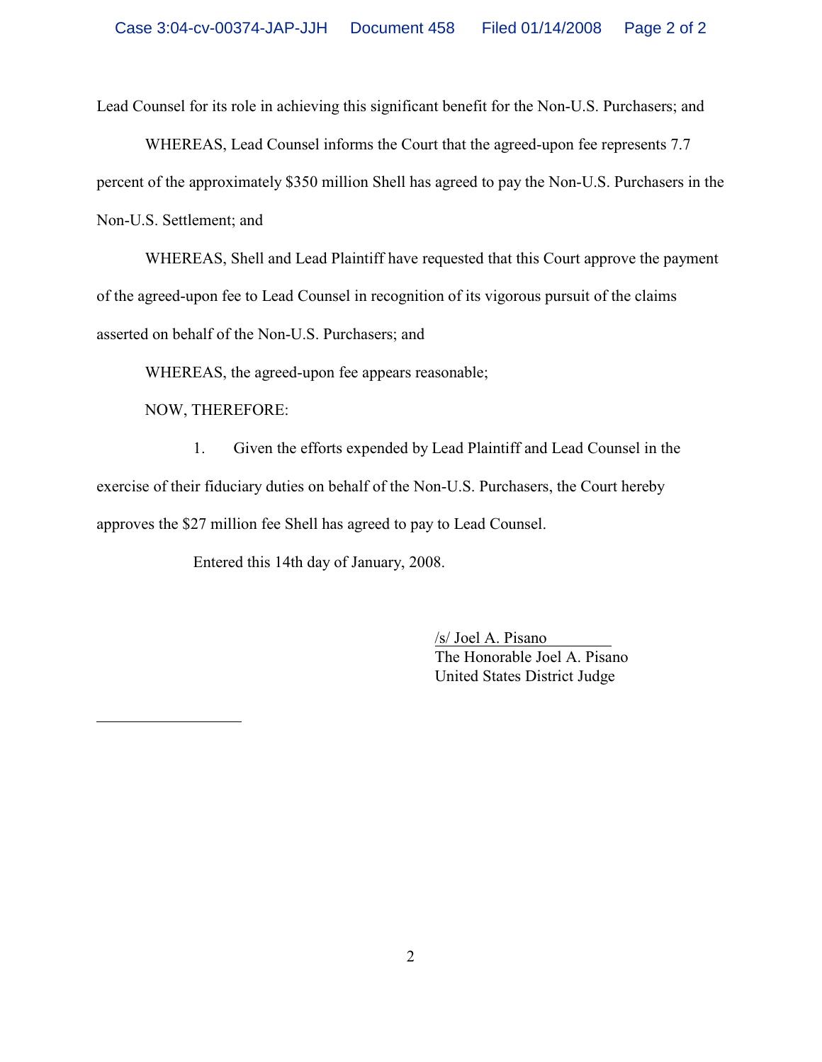Lead Counsel for its role in achieving this significant benefit for the Non-U.S. Purchasers; and

WHEREAS, Lead Counsel informs the Court that the agreed-upon fee represents 7.7 percent of the approximately $350 million Shell has agreed to pay the Non-U.S. Purchasers in the Non-U.S. Settlement; and

WHEREAS, Shell and Lead Plaintiff have requested that this Court approve the payment of the agreed-upon fee to Lead Counsel in recognition of its vigorous pursuit of the claims asserted on behalf of the Non-U.S. Purchasers; and

WHEREAS, the agreed-upon fee appears reasonable;

NOW, THEREFORE:

1. Given the efforts expended by Lead Plaintiff and Lead Counsel in the exercise of their fiduciary duties on behalf of the Non-U.S. Purchasers, the Court hereby approves the $27 million fee Shell has agreed to pay to Lead Counsel.

Entered this 14th day of January, 2008.

/s/ Joel A. Pisano
The Honorable Joel A. Pisano
United States District Judge